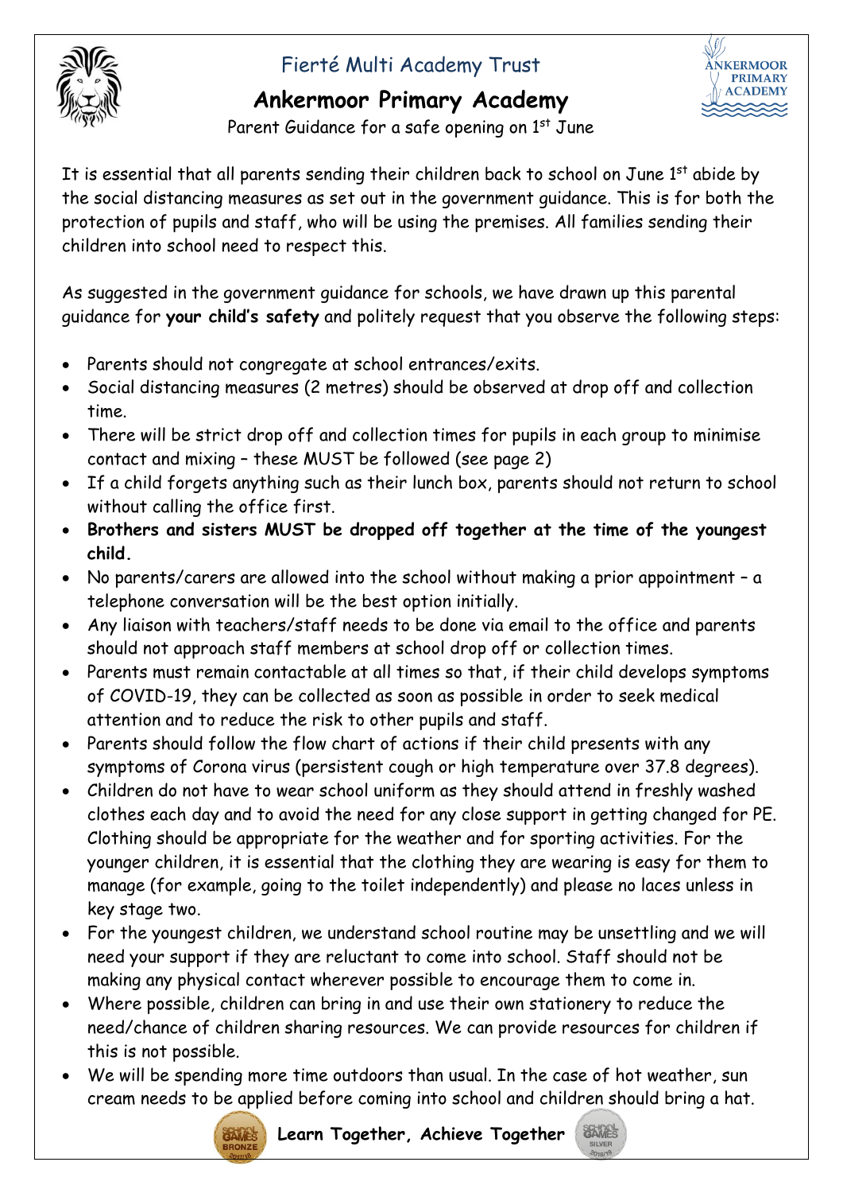# Fierté Multi Academy Trust

## Ankermoor Primary Academy

Parent Guidance for a safe opening on 1st June

It is essential that all parents sending their children back to school on June 1st abide by the social distancing measures as set out in the government guidance. This is for both the protection of pupils and staff, who will be using the premises. All families sending their children into school need to respect this.

As suggested in the government guidance for schools, we have drawn up this parental guidance for **your child's safety** and politely request that you observe the following steps:

- Parents should not congregate at school entrances/exits.
- Social distancing measures (2 metres) should be observed at drop off and collection time.
- There will be strict drop off and collection times for pupils in each group to minimise contact and mixing – these MUST be followed (see page 2)
- If a child forgets anything such as their lunch box, parents should not return to school without calling the office first.
- **Brothers and sisters MUST be dropped off together at the time of the youngest child.**
- No parents/carers are allowed into the school without making a prior appointment – a telephone conversation will be the best option initially.
- Any liaison with teachers/staff needs to be done via email to the office and parents should not approach staff members at school drop off or collection times.
- Parents must remain contactable at all times so that, if their child develops symptoms of COVID-19, they can be collected as soon as possible in order to seek medical attention and to reduce the risk to other pupils and staff.
- Parents should follow the flow chart of actions if their child presents with any symptoms of Corona virus (persistent cough or high temperature over 37.8 degrees).
- Children do not have to wear school uniform as they should attend in freshly washed clothes each day and to avoid the need for any close support in getting changed for PE. Clothing should be appropriate for the weather and for sporting activities. For the younger children, it is essential that the clothing they are wearing is easy for them to manage (for example, going to the toilet independently) and please no laces unless in key stage two.
- For the youngest children, we understand school routine may be unsettling and we will need your support if they are reluctant to come into school. Staff should not be making any physical contact wherever possible to encourage them to come in.
- Where possible, children can bring in and use their own stationery to reduce the need/chance of children sharing resources. We can provide resources for children if this is not possible.
- We will be spending more time outdoors than usual. In the case of hot weather, sun cream needs to be applied before coming into school and children should bring a hat.

**Learn Together, Achieve Together**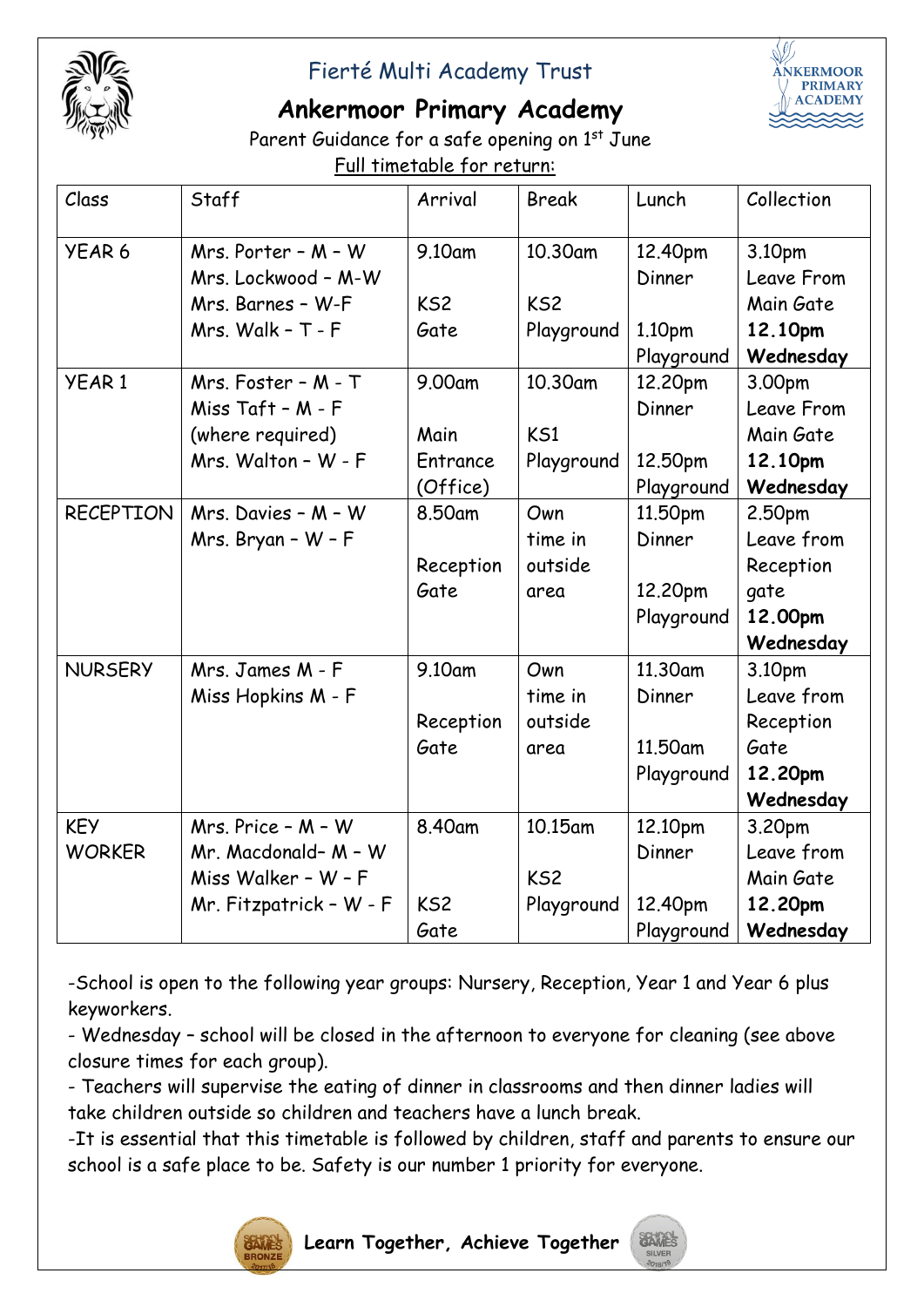# Fierté Multi Academy Trust

## Ankermoor Primary Academy

Parent Guidance for a safe opening on 1st June

Full timetable for return:

| Class | Staff | Arrival | Break | Lunch | Collection |
|---|---|---|---|---|---|
| YEAR 6 | Mrs. Porter – M – W<br>Mrs. Lockwood – M-W<br>Mrs. Barnes – W-F<br>Mrs. Walk – T - F | 9.10am<br><br>KS2 Gate | 10.30am<br><br>KS2 Playground | 12.40pm Dinner<br><br>1.10pm Playground | 3.10pm Leave From Main Gate **12.10pm Wednesday** |
| YEAR 1 | Mrs. Foster – M - T<br>Miss Taft – M - F (where required)<br>Mrs. Walton – W - F | 9.00am<br><br>Main Entrance (Office) | 10.30am<br><br>KS1 Playground | 12.20pm Dinner<br><br>12.50pm Playground | 3.00pm Leave From Main Gate **12.10pm Wednesday** |
| RECEPTION | Mrs. Davies – M – W<br>Mrs. Bryan – W – F | 8.50am<br><br>Reception Gate | Own time in outside area | 11.50pm Dinner<br><br>12.20pm Playground | 2.50pm Leave from Reception gate **12.00pm Wednesday** |
| NURSERY | Mrs. James M - F<br>Miss Hopkins M - F | 9.10am<br><br>Reception Gate | Own time in outside area | 11.30am Dinner<br><br>11.50am Playground | 3.10pm Leave from Reception Gate **12.20pm Wednesday** |
| KEY WORKER | Mrs. Price – M – W<br>Mr. Macdonald– M – W<br>Miss Walker – W – F<br>Mr. Fitzpatrick – W - F | 8.40am<br><br>KS2 Gate | 10.15am<br><br>KS2 Playground | 12.10pm Dinner<br><br>12.40pm Playground | 3.20pm Leave from Main Gate **12.20pm Wednesday** |

-School is open to the following year groups: Nursery, Reception, Year 1 and Year 6 plus keyworkers.

- Wednesday – school will be closed in the afternoon to everyone for cleaning (see above closure times for each group).

- Teachers will supervise the eating of dinner in classrooms and then dinner ladies will take children outside so children and teachers have a lunch break.

-It is essential that this timetable is followed by children, staff and parents to ensure our school is a safe place to be. Safety is our number 1 priority for everyone.

**Learn Together, Achieve Together**